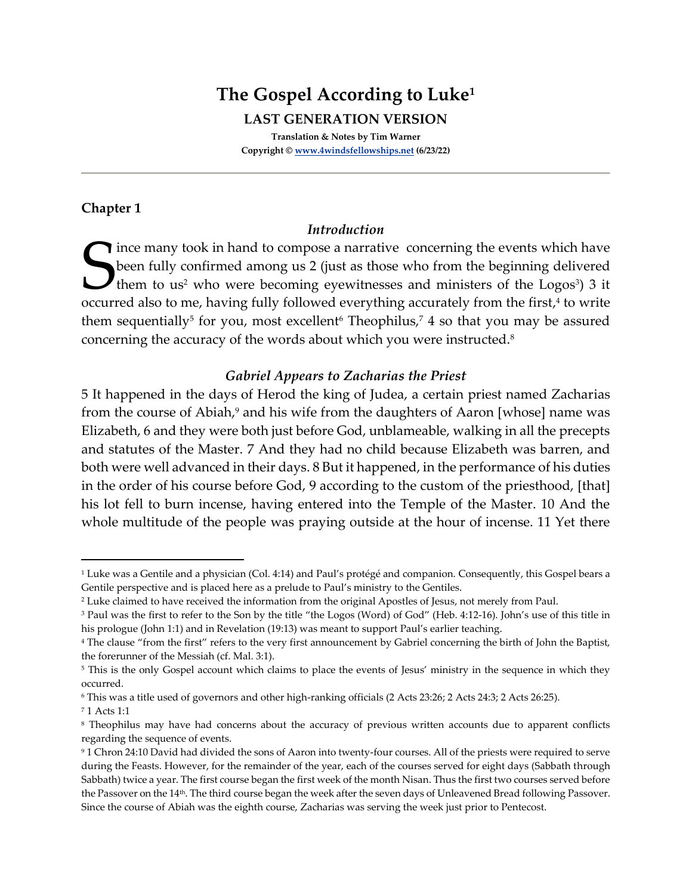# The Gospel According to Luke[1]

## LAST GENERATION VERSION

**Translation & Notes by Tim Warner**
**Copyright © www.4windsfellowships.net (6/23/22)**

---

### Chapter 1

#### *Introduction*

Since many took in hand to compose a narrative concerning the events which have been fully confirmed among us 2 (just as those who from the beginning delivered them to us[2] who were becoming eyewitnesses and ministers of the Logos[3]) 3 it occurred also to me, having fully followed everything accurately from the first,[4] to write them sequentially[5] for you, most excellent[6] Theophilus,[7] 4 so that you may be assured concerning the accuracy of the words about which you were instructed.[8]

#### *Gabriel Appears to Zacharias the Priest*

5 It happened in the days of Herod the king of Judea, a certain priest named Zacharias from the course of Abiah,[9] and his wife from the daughters of Aaron [whose] name was Elizabeth, 6 and they were both just before God, unblameable, walking in all the precepts and statutes of the Master. 7 And they had no child because Elizabeth was barren, and both were well advanced in their days. 8 But it happened, in the performance of his duties in the order of his course before God, 9 according to the custom of the priesthood, [that] his lot fell to burn incense, having entered into the Temple of the Master. 10 And the whole multitude of the people was praying outside at the hour of incense. 11 Yet there

---

[1] Luke was a Gentile and a physician (Col. 4:14) and Paul's protégé and companion. Consequently, this Gospel bears a Gentile perspective and is placed here as a prelude to Paul's ministry to the Gentiles.

[2] Luke claimed to have received the information from the original Apostles of Jesus, not merely from Paul.

[3] Paul was the first to refer to the Son by the title "the Logos (Word) of God" (Heb. 4:12-16). John's use of this title in his prologue (John 1:1) and in Revelation (19:13) was meant to support Paul's earlier teaching.

[4] The clause "from the first" refers to the very first announcement by Gabriel concerning the birth of John the Baptist, the forerunner of the Messiah (cf. Mal. 3:1).

[5] This is the only Gospel account which claims to place the events of Jesus' ministry in the sequence in which they occurred.

[6] This was a title used of governors and other high-ranking officials (2 Acts 23:26; 2 Acts 24:3; 2 Acts 26:25).

[7] 1 Acts 1:1

[8] Theophilus may have had concerns about the accuracy of previous written accounts due to apparent conflicts regarding the sequence of events.

[9] 1 Chron 24:10 David had divided the sons of Aaron into twenty-four courses. All of the priests were required to serve during the Feasts. However, for the remainder of the year, each of the courses served for eight days (Sabbath through Sabbath) twice a year. The first course began the first week of the month Nisan. Thus the first two courses served before the Passover on the 14th. The third course began the week after the seven days of Unleavened Bread following Passover. Since the course of Abiah was the eighth course, Zacharias was serving the week just prior to Pentecost.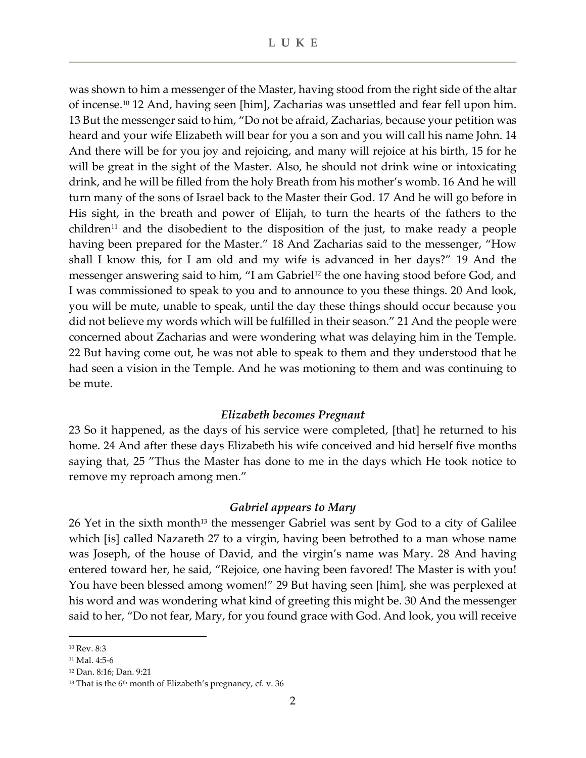was shown to him a messenger of the Master, having stood from the right side of the altar of incense.[10] 12 And, having seen [him], Zacharias was unsettled and fear fell upon him. 13 But the messenger said to him, "Do not be afraid, Zacharias, because your petition was heard and your wife Elizabeth will bear for you a son and you will call his name John. 14 And there will be for you joy and rejoicing, and many will rejoice at his birth, 15 for he will be great in the sight of the Master. Also, he should not drink wine or intoxicating drink, and he will be filled from the holy Breath from his mother's womb. 16 And he will turn many of the sons of Israel back to the Master their God. 17 And he will go before in His sight, in the breath and power of Elijah, to turn the hearts of the fathers to the children[11] and the disobedient to the disposition of the just, to make ready a people having been prepared for the Master." 18 And Zacharias said to the messenger, "How shall I know this, for I am old and my wife is advanced in her days?" 19 And the messenger answering said to him, "I am Gabriel[12] the one having stood before God, and I was commissioned to speak to you and to announce to you these things. 20 And look, you will be mute, unable to speak, until the day these things should occur because you did not believe my words which will be fulfilled in their season." 21 And the people were concerned about Zacharias and were wondering what was delaying him in the Temple. 22 But having come out, he was not able to speak to them and they understood that he had seen a vision in the Temple. And he was motioning to them and was continuing to be mute.

### *Elizabeth becomes Pregnant*

23 So it happened, as the days of his service were completed, [that] he returned to his home. 24 And after these days Elizabeth his wife conceived and hid herself five months saying that, 25 "Thus the Master has done to me in the days which He took notice to remove my reproach among men."

### *Gabriel appears to Mary*

26 Yet in the sixth month[13] the messenger Gabriel was sent by God to a city of Galilee which [is] called Nazareth 27 to a virgin, having been betrothed to a man whose name was Joseph, of the house of David, and the virgin's name was Mary. 28 And having entered toward her, he said, "Rejoice, one having been favored! The Master is with you! You have been blessed among women!" 29 But having seen [him], she was perplexed at his word and was wondering what kind of greeting this might be. 30 And the messenger said to her, "Do not fear, Mary, for you found grace with God. And look, you will receive

---

[10] Rev. 8:3

[11] Mal. 4:5-6

[12] Dan. 8:16; Dan. 9:21

[13] That is the 6th month of Elizabeth's pregnancy, cf. v. 36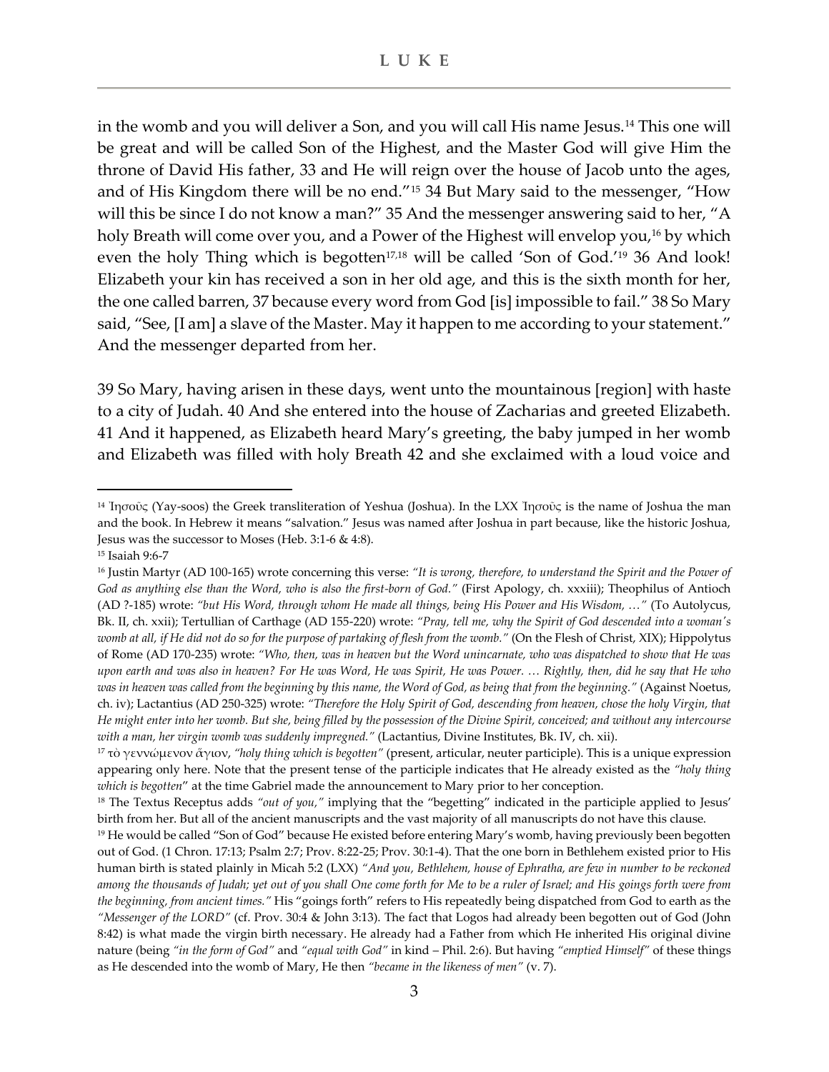in the womb and you will deliver a Son, and you will call His name Jesus.[14] This one will be great and will be called Son of the Highest, and the Master God will give Him the throne of David His father, 33 and He will reign over the house of Jacob unto the ages, and of His Kingdom there will be no end."[15] 34 But Mary said to the messenger, "How will this be since I do not know a man?" 35 And the messenger answering said to her, "A holy Breath will come over you, and a Power of the Highest will envelop you,[16] by which even the holy Thing which is begotten[17,18] will be called 'Son of God.'[19] 36 And look! Elizabeth your kin has received a son in her old age, and this is the sixth month for her, the one called barren, 37 because every word from God [is] impossible to fail." 38 So Mary said, "See, [I am] a slave of the Master. May it happen to me according to your statement." And the messenger departed from her.

39 So Mary, having arisen in these days, went unto the mountainous [region] with haste to a city of Judah. 40 And she entered into the house of Zacharias and greeted Elizabeth. 41 And it happened, as Elizabeth heard Mary's greeting, the baby jumped in her womb and Elizabeth was filled with holy Breath 42 and she exclaimed with a loud voice and

---

[14] Ἰησοῦς (Yay-soos) the Greek transliteration of Yeshua (Joshua). In the LXX Ἰησοῦς is the name of Joshua the man and the book. In Hebrew it means "salvation." Jesus was named after Joshua in part because, like the historic Joshua, Jesus was the successor to Moses (Heb. 3:1-6 & 4:8).

[15] Isaiah 9:6-7

[16] Justin Martyr (AD 100-165) wrote concerning this verse: *"It is wrong, therefore, to understand the Spirit and the Power of God as anything else than the Word, who is also the first-born of God."* (First Apology, ch. xxxiii); Theophilus of Antioch (AD ?-185) wrote: *"but His Word, through whom He made all things, being His Power and His Wisdom, …"* (To Autolycus, Bk. II, ch. xxii); Tertullian of Carthage (AD 155-220) wrote: *"Pray, tell me, why the Spirit of God descended into a woman's womb at all, if He did not do so for the purpose of partaking of flesh from the womb."* (On the Flesh of Christ, XIX); Hippolytus of Rome (AD 170-235) wrote: *"Who, then, was in heaven but the Word unincarnate, who was dispatched to show that He was upon earth and was also in heaven? For He was Word, He was Spirit, He was Power. … Rightly, then, did he say that He who was in heaven was called from the beginning by this name, the Word of God, as being that from the beginning."* (Against Noetus, ch. iv); Lactantius (AD 250-325) wrote: *"Therefore the Holy Spirit of God, descending from heaven, chose the holy Virgin, that He might enter into her womb. But she, being filled by the possession of the Divine Spirit, conceived; and without any intercourse with a man, her virgin womb was suddenly impregned."* (Lactantius, Divine Institutes, Bk. IV, ch. xii).

[17] τὸ γεννώμενον ἅγιον, *"holy thing which is begotten"* (present, articular, neuter participle). This is a unique expression appearing only here. Note that the present tense of the participle indicates that He already existed as the *"holy thing which is begotten"* at the time Gabriel made the announcement to Mary prior to her conception.

[18] The Textus Receptus adds *"out of you,"* implying that the "begetting" indicated in the participle applied to Jesus' birth from her. But all of the ancient manuscripts and the vast majority of all manuscripts do not have this clause.

[19] He would be called "Son of God" because He existed before entering Mary's womb, having previously been begotten out of God. (1 Chron. 17:13; Psalm 2:7; Prov. 8:22-25; Prov. 30:1-4). That the one born in Bethlehem existed prior to His human birth is stated plainly in Micah 5:2 (LXX) *"And you, Bethlehem, house of Ephratha, are few in number to be reckoned among the thousands of Judah; yet out of you shall One come forth for Me to be a ruler of Israel; and His goings forth were from the beginning, from ancient times."* His "goings forth" refers to His repeatedly being dispatched from God to earth as the *"Messenger of the LORD"* (cf. Prov. 30:4 & John 3:13). The fact that Logos had already been begotten out of God (John 8:42) is what made the virgin birth necessary. He already had a Father from which He inherited His original divine nature (being *"in the form of God"* and *"equal with God"* in kind – Phil. 2:6). But having *"emptied Himself"* of these things as He descended into the womb of Mary, He then *"became in the likeness of men"* (v. 7).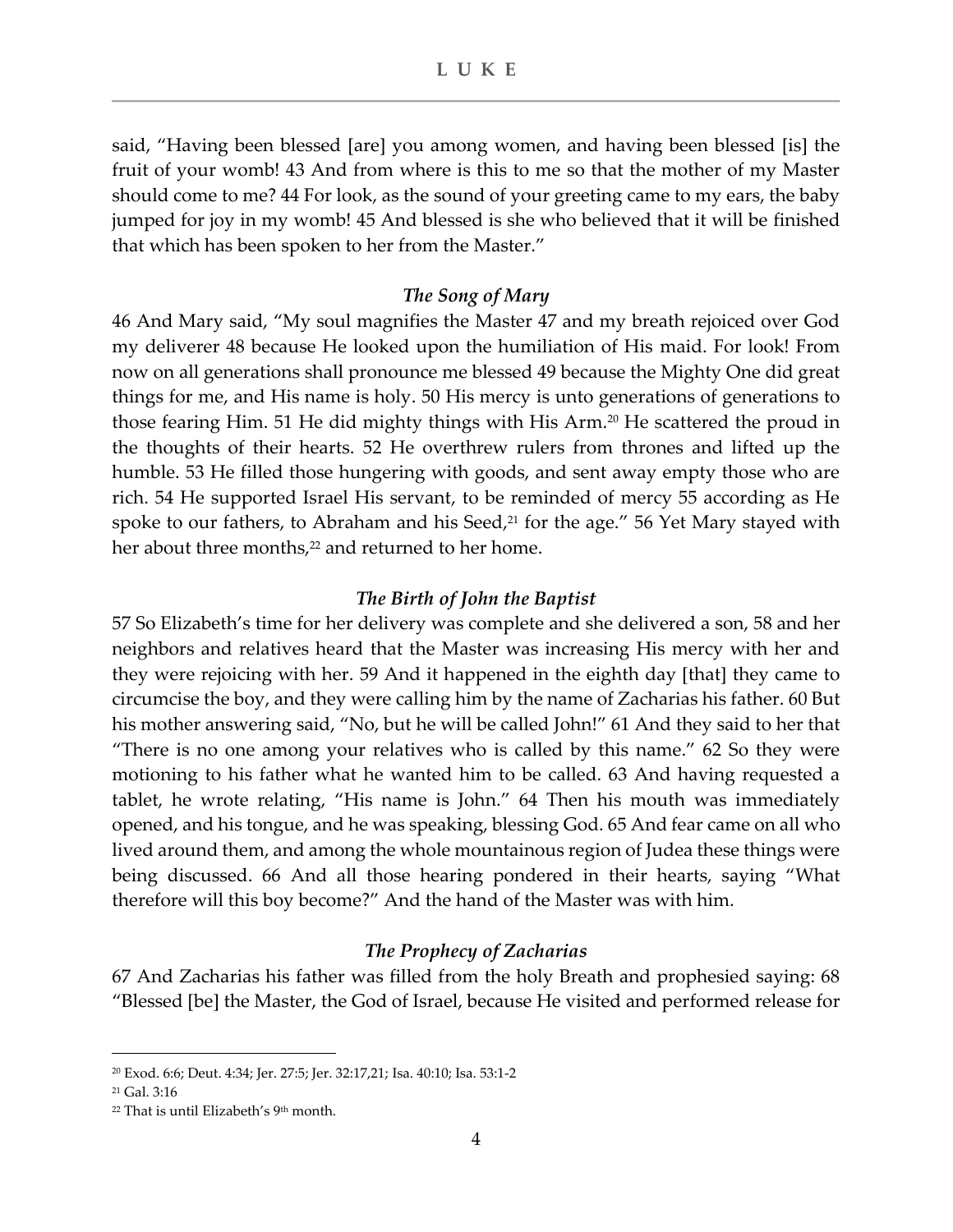said, "Having been blessed [are] you among women, and having been blessed [is] the fruit of your womb! 43 And from where is this to me so that the mother of my Master should come to me? 44 For look, as the sound of your greeting came to my ears, the baby jumped for joy in my womb! 45 And blessed is she who believed that it will be finished that which has been spoken to her from the Master."

### *The Song of Mary*

46 And Mary said, "My soul magnifies the Master 47 and my breath rejoiced over God my deliverer 48 because He looked upon the humiliation of His maid. For look! From now on all generations shall pronounce me blessed 49 because the Mighty One did great things for me, and His name is holy. 50 His mercy is unto generations of generations to those fearing Him. 51 He did mighty things with His Arm.[20] He scattered the proud in the thoughts of their hearts. 52 He overthrew rulers from thrones and lifted up the humble. 53 He filled those hungering with goods, and sent away empty those who are rich. 54 He supported Israel His servant, to be reminded of mercy 55 according as He spoke to our fathers, to Abraham and his Seed,[21] for the age." 56 Yet Mary stayed with her about three months,[22] and returned to her home.

### *The Birth of John the Baptist*

57 So Elizabeth's time for her delivery was complete and she delivered a son, 58 and her neighbors and relatives heard that the Master was increasing His mercy with her and they were rejoicing with her. 59 And it happened in the eighth day [that] they came to circumcise the boy, and they were calling him by the name of Zacharias his father. 60 But his mother answering said, "No, but he will be called John!" 61 And they said to her that "There is no one among your relatives who is called by this name." 62 So they were motioning to his father what he wanted him to be called. 63 And having requested a tablet, he wrote relating, "His name is John." 64 Then his mouth was immediately opened, and his tongue, and he was speaking, blessing God. 65 And fear came on all who lived around them, and among the whole mountainous region of Judea these things were being discussed. 66 And all those hearing pondered in their hearts, saying "What therefore will this boy become?" And the hand of the Master was with him.

### *The Prophecy of Zacharias*

67 And Zacharias his father was filled from the holy Breath and prophesied saying: 68 "Blessed [be] the Master, the God of Israel, because He visited and performed release for

---

[20] Exod. 6:6; Deut. 4:34; Jer. 27:5; Jer. 32:17,21; Isa. 40:10; Isa. 53:1-2

[21] Gal. 3:16

[22] That is until Elizabeth's 9th month.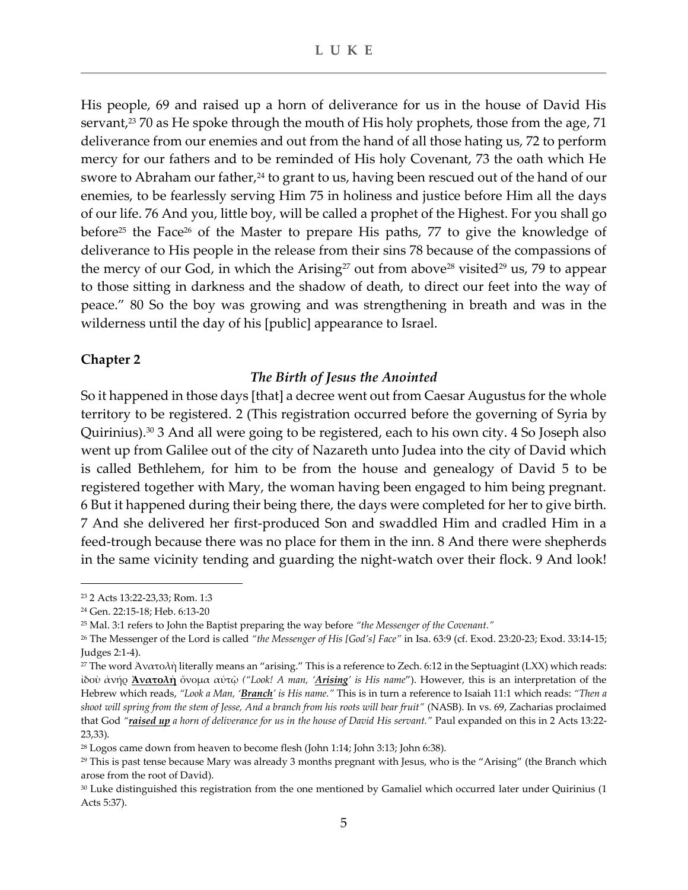His people, 69 and raised up a horn of deliverance for us in the house of David His servant,[23] 70 as He spoke through the mouth of His holy prophets, those from the age, 71 deliverance from our enemies and out from the hand of all those hating us, 72 to perform mercy for our fathers and to be reminded of His holy Covenant, 73 the oath which He swore to Abraham our father,[24] to grant to us, having been rescued out of the hand of our enemies, to be fearlessly serving Him 75 in holiness and justice before Him all the days of our life. 76 And you, little boy, will be called a prophet of the Highest. For you shall go before[25] the Face[26] of the Master to prepare His paths, 77 to give the knowledge of deliverance to His people in the release from their sins 78 because of the compassions of the mercy of our God, in which the Arising[27] out from above[28] visited[29] us, 79 to appear to those sitting in darkness and the shadow of death, to direct our feet into the way of peace." 80 So the boy was growing and was strengthening in breath and was in the wilderness until the day of his [public] appearance to Israel.

**Chapter 2**

### *The Birth of Jesus the Anointed*

So it happened in those days [that] a decree went out from Caesar Augustus for the whole territory to be registered. 2 (This registration occurred before the governing of Syria by Quirinius).[30] 3 And all were going to be registered, each to his own city. 4 So Joseph also went up from Galilee out of the city of Nazareth unto Judea into the city of David which is called Bethlehem, for him to be from the house and genealogy of David 5 to be registered together with Mary, the woman having been engaged to him being pregnant. 6 But it happened during their being there, the days were completed for her to give birth. 7 And she delivered her first-produced Son and swaddled Him and cradled Him in a feed-trough because there was no place for them in the inn. 8 And there were shepherds in the same vicinity tending and guarding the night-watch over their flock. 9 And look!

---

[23] 2 Acts 13:22-23,33; Rom. 1:3

[24] Gen. 22:15-18; Heb. 6:13-20

[25] Mal. 3:1 refers to John the Baptist preparing the way before *"the Messenger of the Covenant."*

[26] The Messenger of the Lord is called *"the Messenger of His [God's] Face"* in Isa. 63:9 (cf. Exod. 23:20-23; Exod. 33:14-15; Judges 2:1-4).

[27] The word Ἀνατολὴ literally means an "arising." This is a reference to Zech. 6:12 in the Septuagint (LXX) which reads: ἰδοὺ ἀνὴρ **Ἀνατολὴ** ὄνομα αὐτῷ (*"Look! A man, '**Arising**' is His name*"). However, this is an interpretation of the Hebrew which reads, *"Look a Man, '**Branch**' is His name."* This is in turn a reference to Isaiah 11:1 which reads: *"Then a shoot will spring from the stem of Jesse, And a branch from his roots will bear fruit"* (NASB). In vs. 69, Zacharias proclaimed that God *"**raised up** a horn of deliverance for us in the house of David His servant."* Paul expanded on this in 2 Acts 13:22-23,33).

[28] Logos came down from heaven to become flesh (John 1:14; John 3:13; John 6:38).

[29] This is past tense because Mary was already 3 months pregnant with Jesus, who is the "Arising" (the Branch which arose from the root of David).

[30] Luke distinguished this registration from the one mentioned by Gamaliel which occurred later under Quirinius (1 Acts 5:37).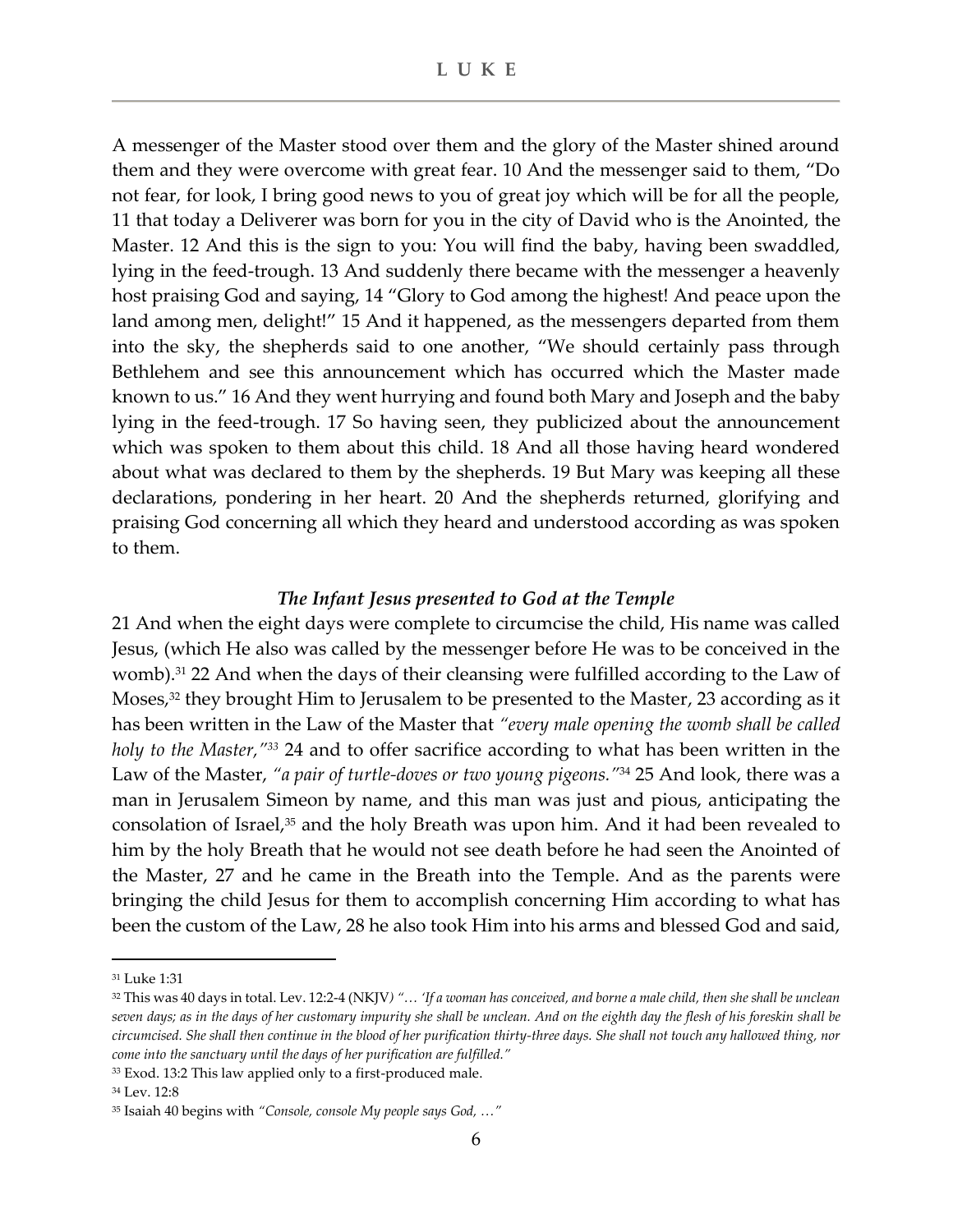A messenger of the Master stood over them and the glory of the Master shined around them and they were overcome with great fear. 10 And the messenger said to them, "Do not fear, for look, I bring good news to you of great joy which will be for all the people, 11 that today a Deliverer was born for you in the city of David who is the Anointed, the Master. 12 And this is the sign to you: You will find the baby, having been swaddled, lying in the feed-trough. 13 And suddenly there became with the messenger a heavenly host praising God and saying, 14 "Glory to God among the highest! And peace upon the land among men, delight!" 15 And it happened, as the messengers departed from them into the sky, the shepherds said to one another, "We should certainly pass through Bethlehem and see this announcement which has occurred which the Master made known to us." 16 And they went hurrying and found both Mary and Joseph and the baby lying in the feed-trough. 17 So having seen, they publicized about the announcement which was spoken to them about this child. 18 And all those having heard wondered about what was declared to them by the shepherds. 19 But Mary was keeping all these declarations, pondering in her heart. 20 And the shepherds returned, glorifying and praising God concerning all which they heard and understood according as was spoken to them.

### *The Infant Jesus presented to God at the Temple*

21 And when the eight days were complete to circumcise the child, His name was called Jesus, (which He also was called by the messenger before He was to be conceived in the womb).[31] 22 And when the days of their cleansing were fulfilled according to the Law of Moses,[32] they brought Him to Jerusalem to be presented to the Master, 23 according as it has been written in the Law of the Master that *"every male opening the womb shall be called holy to the Master,"*[33] 24 and to offer sacrifice according to what has been written in the Law of the Master, *"a pair of turtle-doves or two young pigeons."*[34] 25 And look, there was a man in Jerusalem Simeon by name, and this man was just and pious, anticipating the consolation of Israel,[35] and the holy Breath was upon him. And it had been revealed to him by the holy Breath that he would not see death before he had seen the Anointed of the Master, 27 and he came in the Breath into the Temple. And as the parents were bringing the child Jesus for them to accomplish concerning Him according to what has been the custom of the Law, 28 he also took Him into his arms and blessed God and said,

---

[31] Luke 1:31

[32] This was 40 days in total. Lev. 12:2-4 (NKJV) *"… 'If a woman has conceived, and borne a male child, then she shall be unclean seven days; as in the days of her customary impurity she shall be unclean. And on the eighth day the flesh of his foreskin shall be circumcised. She shall then continue in the blood of her purification thirty-three days. She shall not touch any hallowed thing, nor come into the sanctuary until the days of her purification are fulfilled."*

[33] Exod. 13:2 This law applied only to a first-produced male.

[34] Lev. 12:8

[35] Isaiah 40 begins with *"Console, console My people says God, …"*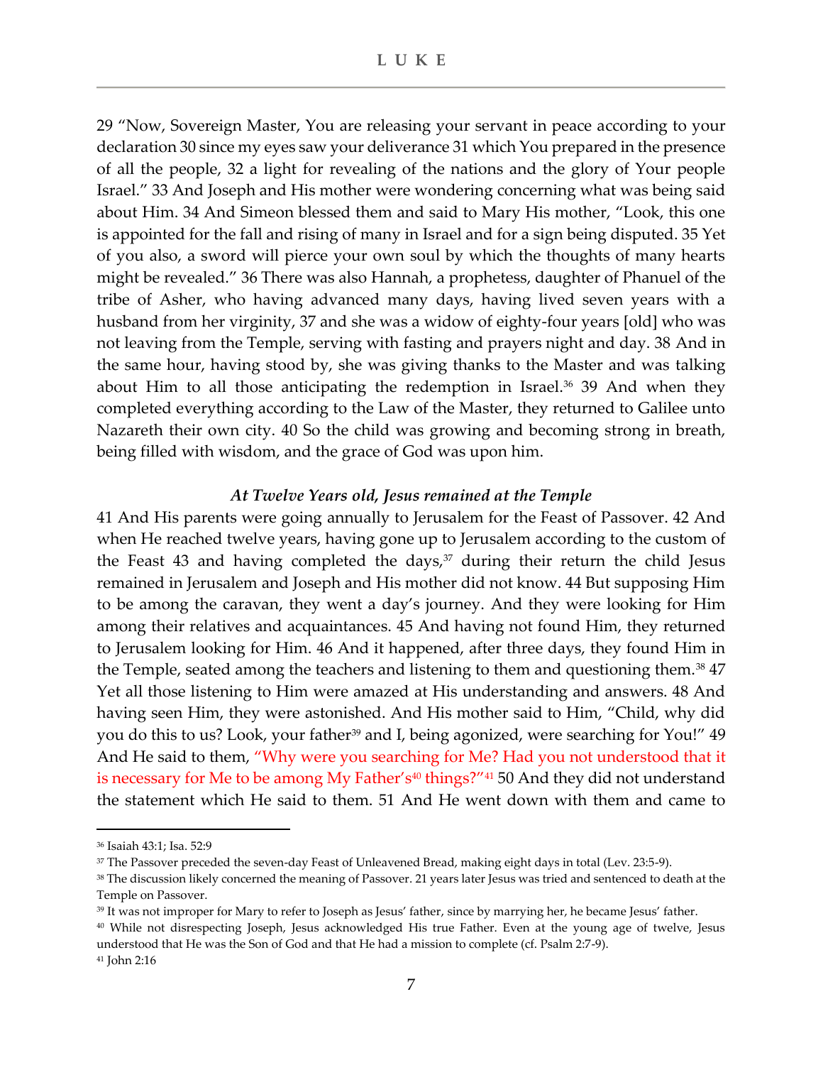29 "Now, Sovereign Master, You are releasing your servant in peace according to your declaration 30 since my eyes saw your deliverance 31 which You prepared in the presence of all the people, 32 a light for revealing of the nations and the glory of Your people Israel." 33 And Joseph and His mother were wondering concerning what was being said about Him. 34 And Simeon blessed them and said to Mary His mother, "Look, this one is appointed for the fall and rising of many in Israel and for a sign being disputed. 35 Yet of you also, a sword will pierce your own soul by which the thoughts of many hearts might be revealed." 36 There was also Hannah, a prophetess, daughter of Phanuel of the tribe of Asher, who having advanced many days, having lived seven years with a husband from her virginity, 37 and she was a widow of eighty-four years [old] who was not leaving from the Temple, serving with fasting and prayers night and day. 38 And in the same hour, having stood by, she was giving thanks to the Master and was talking about Him to all those anticipating the redemption in Israel.[36] 39 And when they completed everything according to the Law of the Master, they returned to Galilee unto Nazareth their own city. 40 So the child was growing and becoming strong in breath, being filled with wisdom, and the grace of God was upon him.

### *At Twelve Years old, Jesus remained at the Temple*

41 And His parents were going annually to Jerusalem for the Feast of Passover. 42 And when He reached twelve years, having gone up to Jerusalem according to the custom of the Feast 43 and having completed the days,[37] during their return the child Jesus remained in Jerusalem and Joseph and His mother did not know. 44 But supposing Him to be among the caravan, they went a day's journey. And they were looking for Him among their relatives and acquaintances. 45 And having not found Him, they returned to Jerusalem looking for Him. 46 And it happened, after three days, they found Him in the Temple, seated among the teachers and listening to them and questioning them.[38] 47 Yet all those listening to Him were amazed at His understanding and answers. 48 And having seen Him, they were astonished. And His mother said to Him, "Child, why did you do this to us? Look, your father[39] and I, being agonized, were searching for You!" 49 And He said to them, "Why were you searching for Me? Had you not understood that it is necessary for Me to be among My Father's[40] things?"[41] 50 And they did not understand the statement which He said to them. 51 And He went down with them and came to

---

[36] Isaiah 43:1; Isa. 52:9

[37] The Passover preceded the seven-day Feast of Unleavened Bread, making eight days in total (Lev. 23:5-9).

[38] The discussion likely concerned the meaning of Passover. 21 years later Jesus was tried and sentenced to death at the Temple on Passover.

[39] It was not improper for Mary to refer to Joseph as Jesus' father, since by marrying her, he became Jesus' father.

[40] While not disrespecting Joseph, Jesus acknowledged His true Father. Even at the young age of twelve, Jesus understood that He was the Son of God and that He had a mission to complete (cf. Psalm 2:7-9).

[41] John 2:16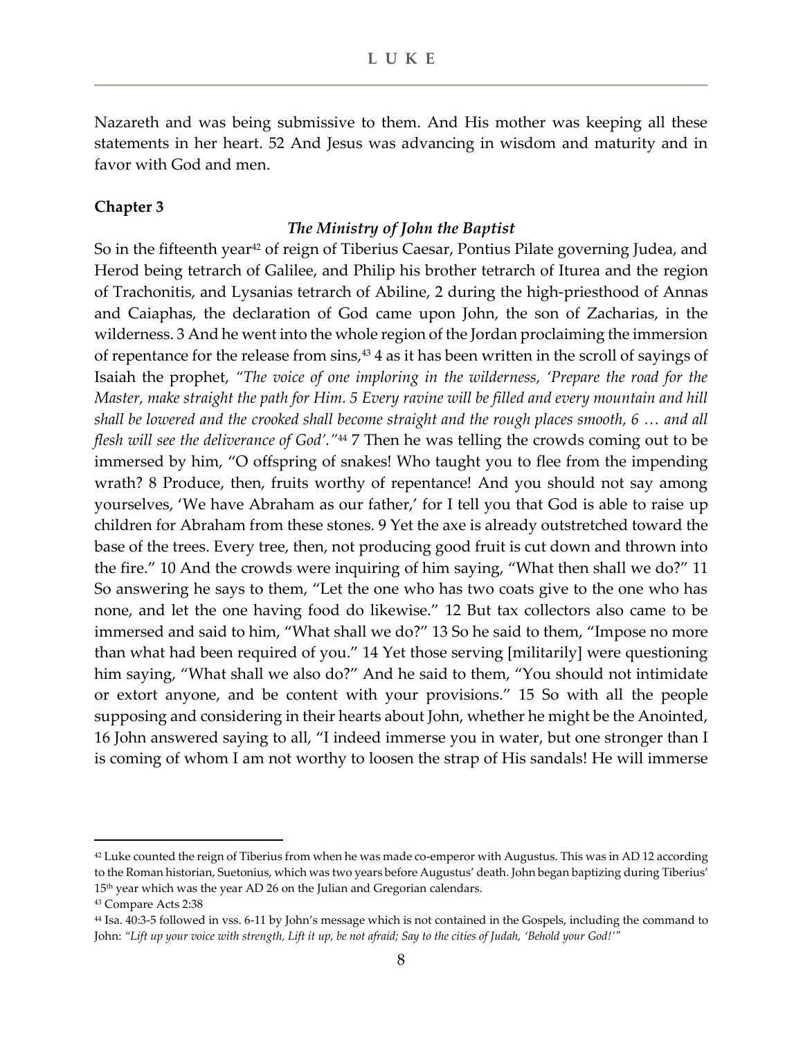Nazareth and was being submissive to them. And His mother was keeping all these statements in her heart. 52 And Jesus was advancing in wisdom and maturity and in favor with God and men.

**Chapter 3**

### *The Ministry of John the Baptist*

So in the fifteenth year[42] of reign of Tiberius Caesar, Pontius Pilate governing Judea, and Herod being tetrarch of Galilee, and Philip his brother tetrarch of Iturea and the region of Trachonitis, and Lysanias tetrarch of Abiline, 2 during the high-priesthood of Annas and Caiaphas, the declaration of God came upon John, the son of Zacharias, in the wilderness. 3 And he went into the whole region of the Jordan proclaiming the immersion of repentance for the release from sins,[43] 4 as it has been written in the scroll of sayings of Isaiah the prophet, *"The voice of one imploring in the wilderness, 'Prepare the road for the Master, make straight the path for Him. 5 Every ravine will be filled and every mountain and hill shall be lowered and the crooked shall become straight and the rough places smooth, 6 … and all flesh will see the deliverance of God'."*[44] 7 Then he was telling the crowds coming out to be immersed by him, "O offspring of snakes! Who taught you to flee from the impending wrath? 8 Produce, then, fruits worthy of repentance! And you should not say among yourselves, 'We have Abraham as our father,' for I tell you that God is able to raise up children for Abraham from these stones. 9 Yet the axe is already outstretched toward the base of the trees. Every tree, then, not producing good fruit is cut down and thrown into the fire." 10 And the crowds were inquiring of him saying, "What then shall we do?" 11 So answering he says to them, "Let the one who has two coats give to the one who has none, and let the one having food do likewise." 12 But tax collectors also came to be immersed and said to him, "What shall we do?" 13 So he said to them, "Impose no more than what had been required of you." 14 Yet those serving [militarily] were questioning him saying, "What shall we also do?" And he said to them, "You should not intimidate or extort anyone, and be content with your provisions." 15 So with all the people supposing and considering in their hearts about John, whether he might be the Anointed, 16 John answered saying to all, "I indeed immerse you in water, but one stronger than I is coming of whom I am not worthy to loosen the strap of His sandals! He will immerse

---

[42] Luke counted the reign of Tiberius from when he was made co-emperor with Augustus. This was in AD 12 according to the Roman historian, Suetonius, which was two years before Augustus' death. John began baptizing during Tiberius' 15th year which was the year AD 26 on the Julian and Gregorian calendars.

[43] Compare Acts 2:38

[44] Isa. 40:3-5 followed in vss. 6-11 by John's message which is not contained in the Gospels, including the command to John: *"Lift up your voice with strength, Lift it up, be not afraid; Say to the cities of Judah, 'Behold your God!'"*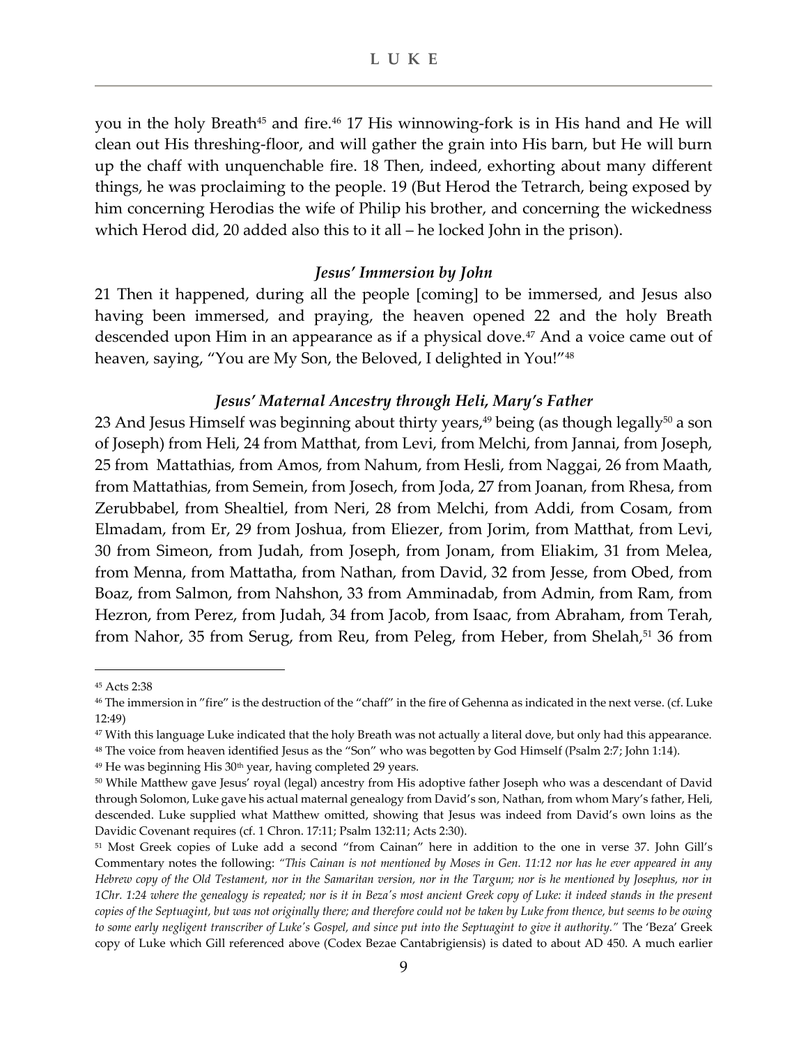you in the holy Breath[45] and fire.[46] 17 His winnowing-fork is in His hand and He will clean out His threshing-floor, and will gather the grain into His barn, but He will burn up the chaff with unquenchable fire. 18 Then, indeed, exhorting about many different things, he was proclaiming to the people. 19 (But Herod the Tetrarch, being exposed by him concerning Herodias the wife of Philip his brother, and concerning the wickedness which Herod did, 20 added also this to it all – he locked John in the prison).

### *Jesus' Immersion by John*

21 Then it happened, during all the people [coming] to be immersed, and Jesus also having been immersed, and praying, the heaven opened 22 and the holy Breath descended upon Him in an appearance as if a physical dove.[47] And a voice came out of heaven, saying, "You are My Son, the Beloved, I delighted in You!"[48]

### *Jesus' Maternal Ancestry through Heli, Mary's Father*

23 And Jesus Himself was beginning about thirty years,[49] being (as though legally[50] a son of Joseph) from Heli, 24 from Matthat, from Levi, from Melchi, from Jannai, from Joseph, 25 from Mattathias, from Amos, from Nahum, from Hesli, from Naggai, 26 from Maath, from Mattathias, from Semein, from Josech, from Joda, 27 from Joanan, from Rhesa, from Zerubbabel, from Shealtiel, from Neri, 28 from Melchi, from Addi, from Cosam, from Elmadam, from Er, 29 from Joshua, from Eliezer, from Jorim, from Matthat, from Levi, 30 from Simeon, from Judah, from Joseph, from Jonam, from Eliakim, 31 from Melea, from Menna, from Mattatha, from Nathan, from David, 32 from Jesse, from Obed, from Boaz, from Salmon, from Nahshon, 33 from Amminadab, from Admin, from Ram, from Hezron, from Perez, from Judah, 34 from Jacob, from Isaac, from Abraham, from Terah, from Nahor, 35 from Serug, from Reu, from Peleg, from Heber, from Shelah,[51] 36 from

---

[45] Acts 2:38

[46] The immersion in "fire" is the destruction of the "chaff" in the fire of Gehenna as indicated in the next verse. (cf. Luke 12:49)

[47] With this language Luke indicated that the holy Breath was not actually a literal dove, but only had this appearance.

[48] The voice from heaven identified Jesus as the "Son" who was begotten by God Himself (Psalm 2:7; John 1:14).

[49] He was beginning His 30th year, having completed 29 years.

[50] While Matthew gave Jesus' royal (legal) ancestry from His adoptive father Joseph who was a descendant of David through Solomon, Luke gave his actual maternal genealogy from David's son, Nathan, from whom Mary's father, Heli, descended. Luke supplied what Matthew omitted, showing that Jesus was indeed from David's own loins as the Davidic Covenant requires (cf. 1 Chron. 17:11; Psalm 132:11; Acts 2:30).

[51] Most Greek copies of Luke add a second "from Cainan" here in addition to the one in verse 37. John Gill's Commentary notes the following: *"This Cainan is not mentioned by Moses in Gen. 11:12 nor has he ever appeared in any Hebrew copy of the Old Testament, nor in the Samaritan version, nor in the Targum; nor is he mentioned by Josephus, nor in 1Chr. 1:24 where the genealogy is repeated; nor is it in Beza's most ancient Greek copy of Luke: it indeed stands in the present copies of the Septuagint, but was not originally there; and therefore could not be taken by Luke from thence, but seems to be owing to some early negligent transcriber of Luke's Gospel, and since put into the Septuagint to give it authority."* The 'Beza' Greek copy of Luke which Gill referenced above (Codex Bezae Cantabrigiensis) is dated to about AD 450. A much earlier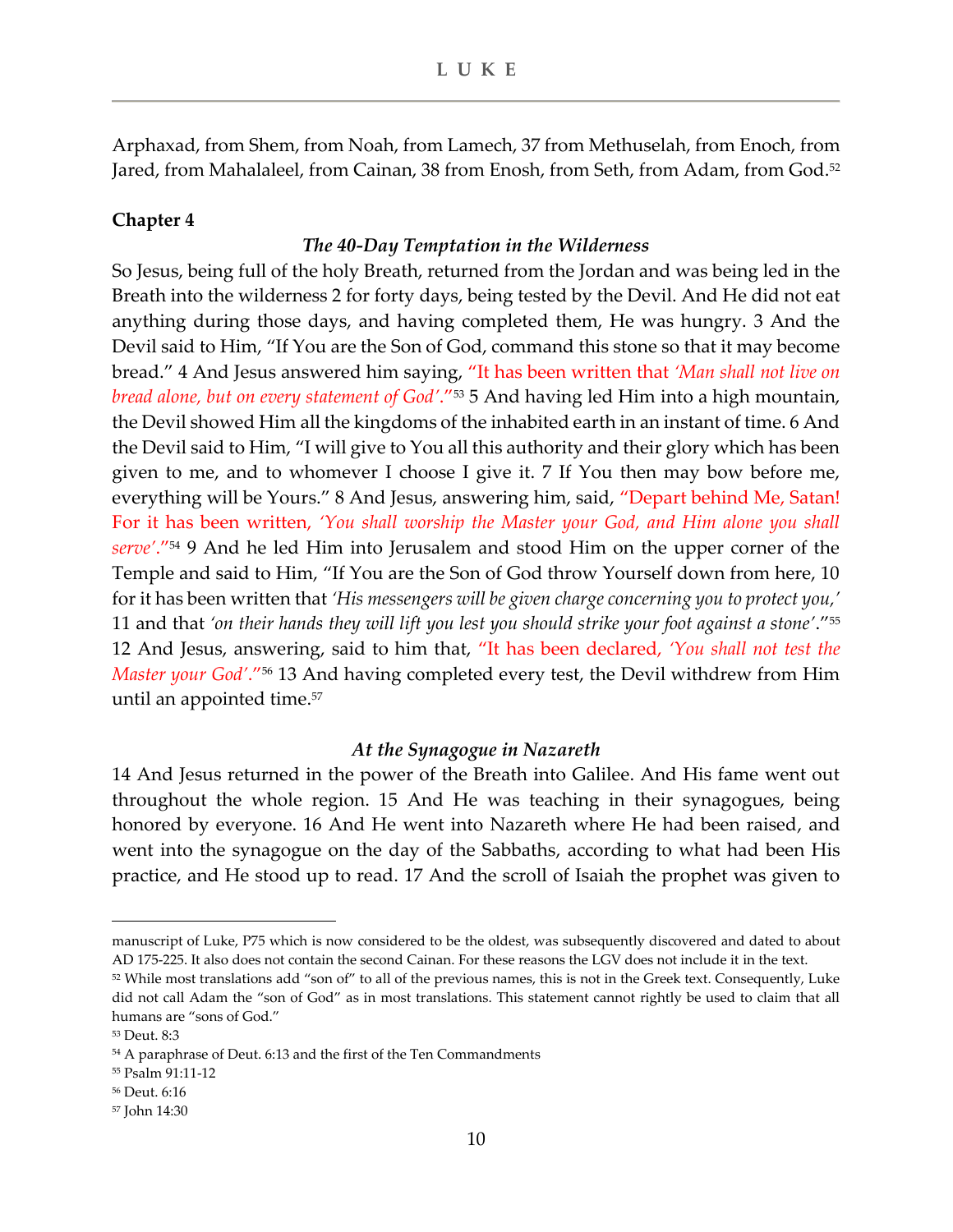Arphaxad, from Shem, from Noah, from Lamech, 37 from Methuselah, from Enoch, from Jared, from Mahalaleel, from Cainan, 38 from Enosh, from Seth, from Adam, from God.[52]

**Chapter 4**

### *The 40-Day Temptation in the Wilderness*

So Jesus, being full of the holy Breath, returned from the Jordan and was being led in the Breath into the wilderness 2 for forty days, being tested by the Devil. And He did not eat anything during those days, and having completed them, He was hungry. 3 And the Devil said to Him, "If You are the Son of God, command this stone so that it may become bread." 4 And Jesus answered him saying, "It has been written that *'Man shall not live on bread alone, but on every statement of God'*."[53] 5 And having led Him into a high mountain, the Devil showed Him all the kingdoms of the inhabited earth in an instant of time. 6 And the Devil said to Him, "I will give to You all this authority and their glory which has been given to me, and to whomever I choose I give it. 7 If You then may bow before me, everything will be Yours." 8 And Jesus, answering him, said, "Depart behind Me, Satan! For it has been written, *'You shall worship the Master your God, and Him alone you shall serve'*."[54] 9 And he led Him into Jerusalem and stood Him on the upper corner of the Temple and said to Him, "If You are the Son of God throw Yourself down from here, 10 for it has been written that *'His messengers will be given charge concerning you to protect you,'* 11 and that *'on their hands they will lift you lest you should strike your foot against a stone'*."[55] 12 And Jesus, answering, said to him that, "It has been declared, *'You shall not test the Master your God'*."[56] 13 And having completed every test, the Devil withdrew from Him until an appointed time.[57]

### *At the Synagogue in Nazareth*

14 And Jesus returned in the power of the Breath into Galilee. And His fame went out throughout the whole region. 15 And He was teaching in their synagogues, being honored by everyone. 16 And He went into Nazareth where He had been raised, and went into the synagogue on the day of the Sabbaths, according to what had been His practice, and He stood up to read. 17 And the scroll of Isaiah the prophet was given to

---

manuscript of Luke, P75 which is now considered to be the oldest, was subsequently discovered and dated to about AD 175-225. It also does not contain the second Cainan. For these reasons the LGV does not include it in the text.

[52] While most translations add "son of" to all of the previous names, this is not in the Greek text. Consequently, Luke did not call Adam the "son of God" as in most translations. This statement cannot rightly be used to claim that all humans are "sons of God."

[53] Deut. 8:3

[54] A paraphrase of Deut. 6:13 and the first of the Ten Commandments

[55] Psalm 91:11-12

[56] Deut. 6:16

[57] John 14:30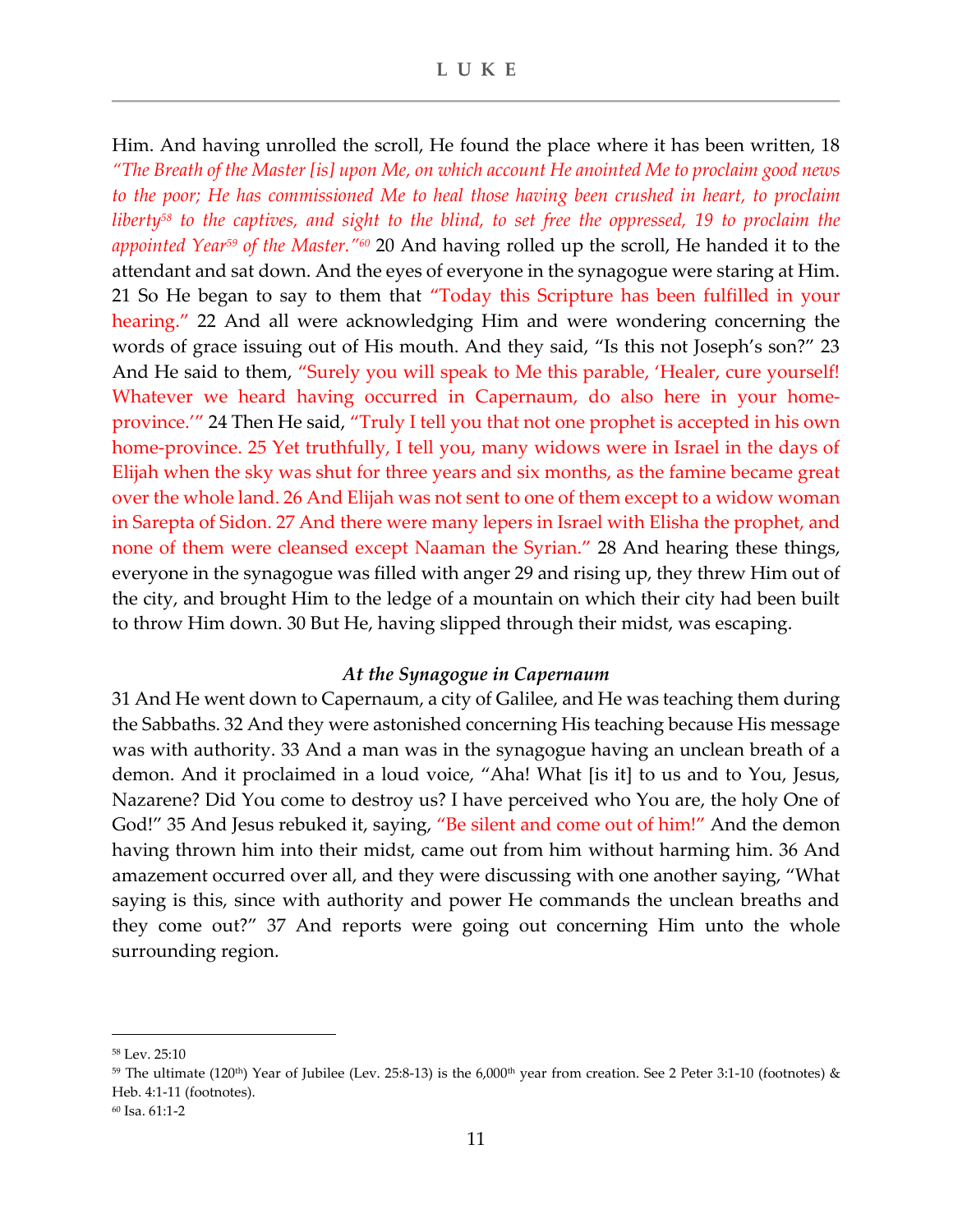Him. And having unrolled the scroll, He found the place where it has been written, 18 *"The Breath of the Master [is] upon Me, on which account He anointed Me to proclaim good news to the poor; He has commissioned Me to heal those having been crushed in heart, to proclaim liberty[58] to the captives, and sight to the blind, to set free the oppressed, 19 to proclaim the appointed Year[59] of the Master."[60]* 20 And having rolled up the scroll, He handed it to the attendant and sat down. And the eyes of everyone in the synagogue were staring at Him. 21 So He began to say to them that "Today this Scripture has been fulfilled in your hearing." 22 And all were acknowledging Him and were wondering concerning the words of grace issuing out of His mouth. And they said, "Is this not Joseph's son?" 23 And He said to them, "Surely you will speak to Me this parable, 'Healer, cure yourself! Whatever we heard having occurred in Capernaum, do also here in your home-province.'" 24 Then He said, "Truly I tell you that not one prophet is accepted in his own home-province. 25 Yet truthfully, I tell you, many widows were in Israel in the days of Elijah when the sky was shut for three years and six months, as the famine became great over the whole land. 26 And Elijah was not sent to one of them except to a widow woman in Sarepta of Sidon. 27 And there were many lepers in Israel with Elisha the prophet, and none of them were cleansed except Naaman the Syrian." 28 And hearing these things, everyone in the synagogue was filled with anger 29 and rising up, they threw Him out of the city, and brought Him to the ledge of a mountain on which their city had been built to throw Him down. 30 But He, having slipped through their midst, was escaping.

### *At the Synagogue in Capernaum*

31 And He went down to Capernaum, a city of Galilee, and He was teaching them during the Sabbaths. 32 And they were astonished concerning His teaching because His message was with authority. 33 And a man was in the synagogue having an unclean breath of a demon. And it proclaimed in a loud voice, "Aha! What [is it] to us and to You, Jesus, Nazarene? Did You come to destroy us? I have perceived who You are, the holy One of God!" 35 And Jesus rebuked it, saying, "Be silent and come out of him!" And the demon having thrown him into their midst, came out from him without harming him. 36 And amazement occurred over all, and they were discussing with one another saying, "What saying is this, since with authority and power He commands the unclean breaths and they come out?" 37 And reports were going out concerning Him unto the whole surrounding region.

---

[58] Lev. 25:10

[59] The ultimate (120th) Year of Jubilee (Lev. 25:8-13) is the 6,000th year from creation. See 2 Peter 3:1-10 (footnotes) & Heb. 4:1-11 (footnotes).

[60] Isa. 61:1-2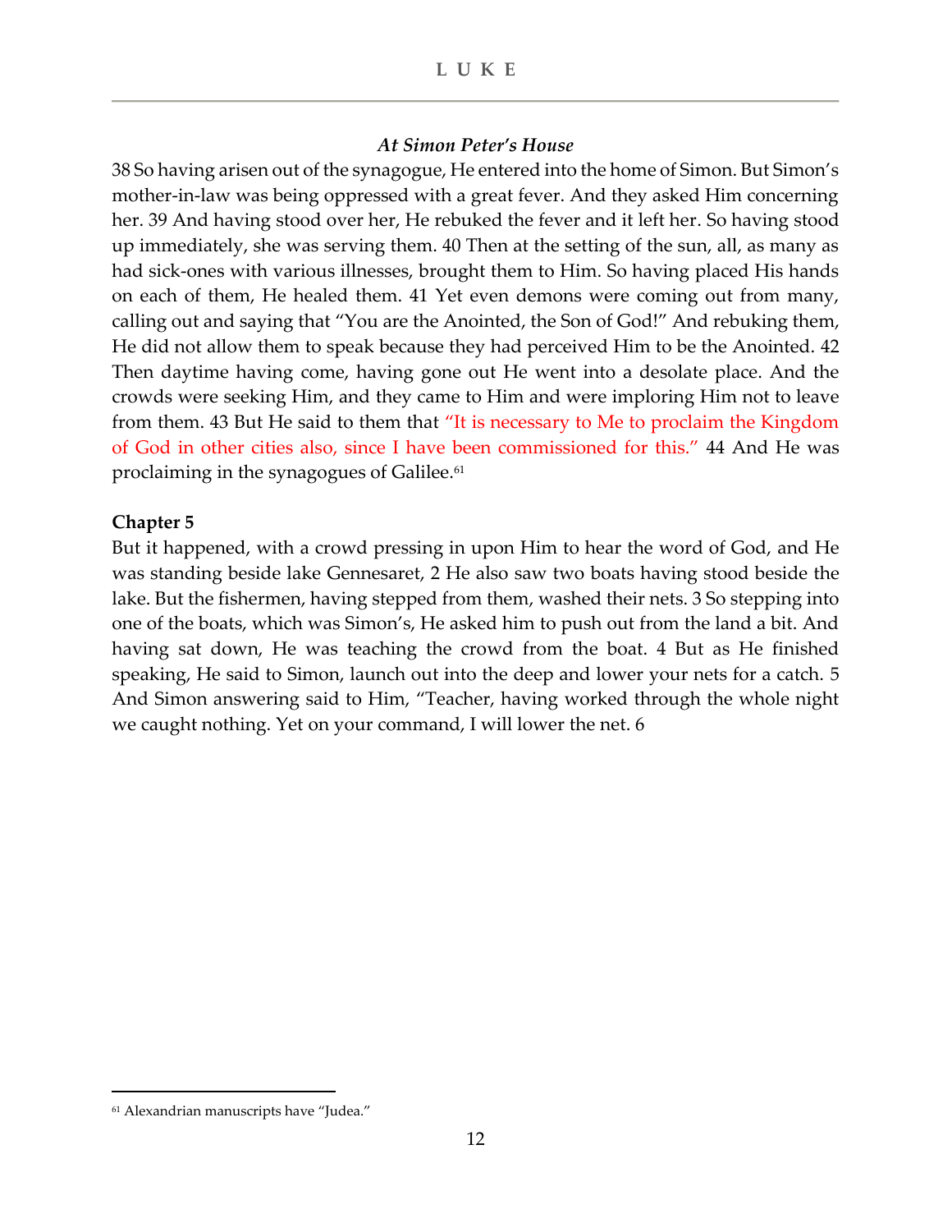### *At Simon Peter's House*

38 So having arisen out of the synagogue, He entered into the home of Simon. But Simon's mother-in-law was being oppressed with a great fever. And they asked Him concerning her. 39 And having stood over her, He rebuked the fever and it left her. So having stood up immediately, she was serving them. 40 Then at the setting of the sun, all, as many as had sick-ones with various illnesses, brought them to Him. So having placed His hands on each of them, He healed them. 41 Yet even demons were coming out from many, calling out and saying that "You are the Anointed, the Son of God!" And rebuking them, He did not allow them to speak because they had perceived Him to be the Anointed. 42 Then daytime having come, having gone out He went into a desolate place. And the crowds were seeking Him, and they came to Him and were imploring Him not to leave from them. 43 But He said to them that "It is necessary to Me to proclaim the Kingdom of God in other cities also, since I have been commissioned for this." 44 And He was proclaiming in the synagogues of Galilee.[61]

**Chapter 5**

But it happened, with a crowd pressing in upon Him to hear the word of God, and He was standing beside lake Gennesaret, 2 He also saw two boats having stood beside the lake. But the fishermen, having stepped from them, washed their nets. 3 So stepping into one of the boats, which was Simon's, He asked him to push out from the land a bit. And having sat down, He was teaching the crowd from the boat. 4 But as He finished speaking, He said to Simon, launch out into the deep and lower your nets for a catch. 5 And Simon answering said to Him, "Teacher, having worked through the whole night we caught nothing. Yet on your command, I will lower the net. 6

[61] Alexandrian manuscripts have "Judea."